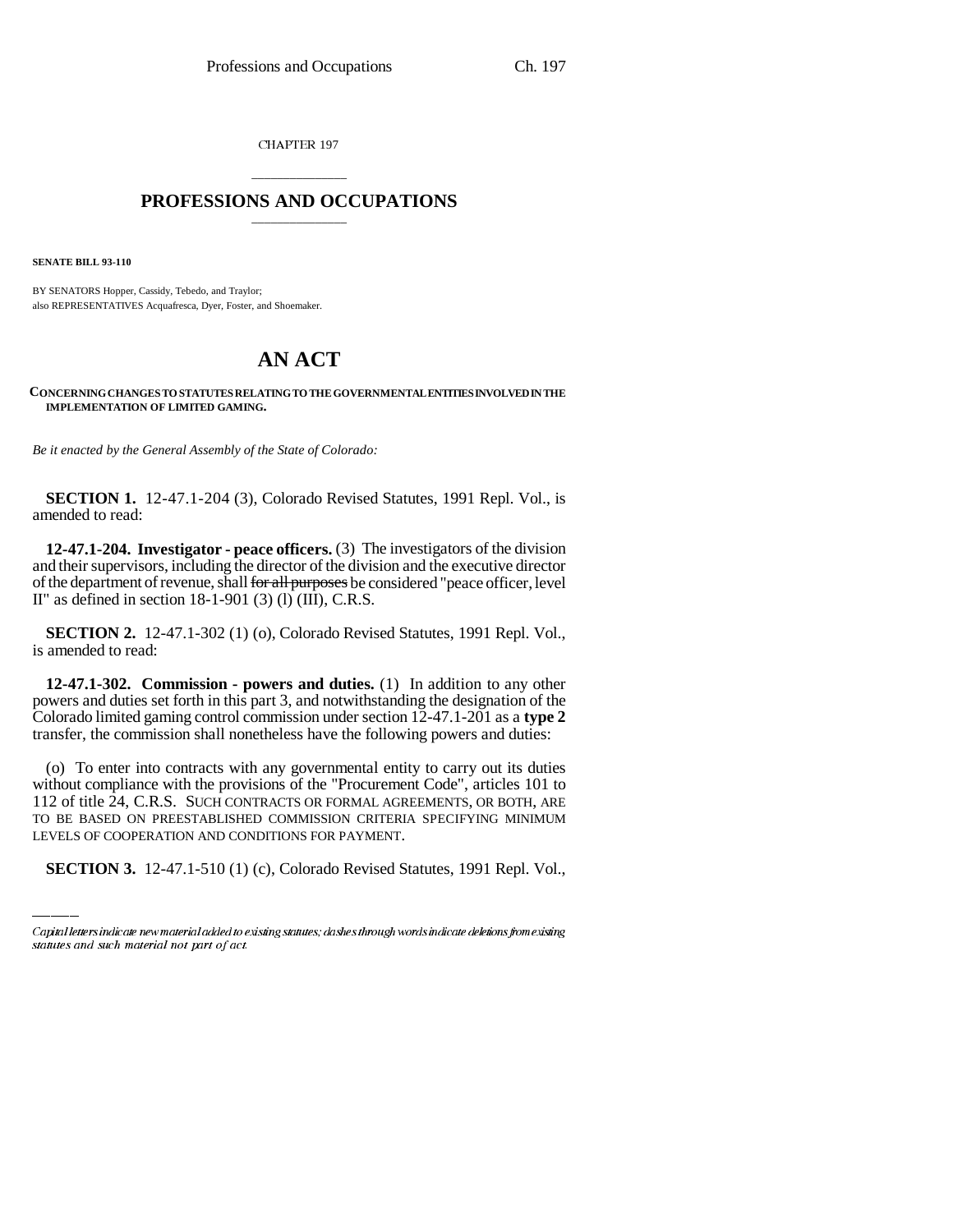CHAPTER 197

# PROFESSIONS AND OCCUPATIONS

**SENATE BILL 93-110**

BY SENATORS Hopper, Cassidy, Tebedo, and Traylor;
also REPRESENTATIVES Acquafresca, Dyer, Foster, and Shoemaker.

# AN ACT

**CONCERNING CHANGES TO STATUTES RELATING TO THE GOVERNMENTAL ENTITIES INVOLVED IN THE IMPLEMENTATION OF LIMITED GAMING.**

*Be it enacted by the General Assembly of the State of Colorado:*

**SECTION 1.** 12-47.1-204 (3), Colorado Revised Statutes, 1991 Repl. Vol., is amended to read:

**12-47.1-204. Investigator - peace officers.** (3) The investigators of the division and their supervisors, including the director of the division and the executive director of the department of revenue, shall ~~for all purposes~~ be considered "peace officer, level II" as defined in section 18-1-901 (3) (l) (III), C.R.S.

**SECTION 2.** 12-47.1-302 (1) (o), Colorado Revised Statutes, 1991 Repl. Vol., is amended to read:

**12-47.1-302. Commission - powers and duties.** (1) In addition to any other powers and duties set forth in this part 3, and notwithstanding the designation of the Colorado limited gaming control commission under section 12-47.1-201 as a **type 2** transfer, the commission shall nonetheless have the following powers and duties:

(o) To enter into contracts with any governmental entity to carry out its duties without compliance with the provisions of the "Procurement Code", articles 101 to 112 of title 24, C.R.S. SUCH CONTRACTS OR FORMAL AGREEMENTS, OR BOTH, ARE TO BE BASED ON PREESTABLISHED COMMISSION CRITERIA SPECIFYING MINIMUM LEVELS OF COOPERATION AND CONDITIONS FOR PAYMENT.

**SECTION 3.** 12-47.1-510 (1) (c), Colorado Revised Statutes, 1991 Repl. Vol.,

Capital letters indicate new material added to existing statutes; dashes through words indicate deletions from existing statutes and such material not part of act.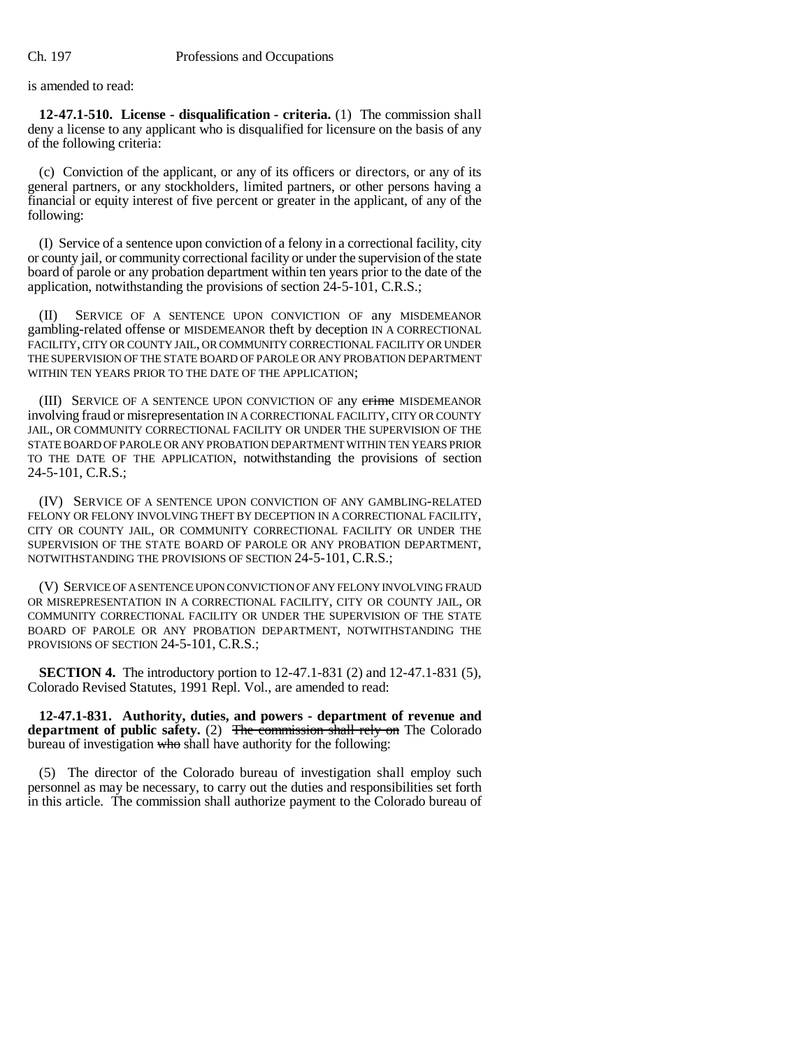is amended to read:

**12-47.1-510. License - disqualification - criteria.** (1) The commission shall deny a license to any applicant who is disqualified for licensure on the basis of any of the following criteria:

(c) Conviction of the applicant, or any of its officers or directors, or any of its general partners, or any stockholders, limited partners, or other persons having a financial or equity interest of five percent or greater in the applicant, of any of the following:

(I) Service of a sentence upon conviction of a felony in a correctional facility, city or county jail, or community correctional facility or under the supervision of the state board of parole or any probation department within ten years prior to the date of the application, notwithstanding the provisions of section 24-5-101, C.R.S.;

(II) SERVICE OF A SENTENCE UPON CONVICTION OF any MISDEMEANOR gambling-related offense or MISDEMEANOR theft by deception IN A CORRECTIONAL FACILITY, CITY OR COUNTY JAIL, OR COMMUNITY CORRECTIONAL FACILITY OR UNDER THE SUPERVISION OF THE STATE BOARD OF PAROLE OR ANY PROBATION DEPARTMENT WITHIN TEN YEARS PRIOR TO THE DATE OF THE APPLICATION;

(III) SERVICE OF A SENTENCE UPON CONVICTION OF any ~~crime~~ MISDEMEANOR involving fraud or misrepresentation IN A CORRECTIONAL FACILITY, CITY OR COUNTY JAIL, OR COMMUNITY CORRECTIONAL FACILITY OR UNDER THE SUPERVISION OF THE STATE BOARD OF PAROLE OR ANY PROBATION DEPARTMENT WITHIN TEN YEARS PRIOR TO THE DATE OF THE APPLICATION, notwithstanding the provisions of section 24-5-101, C.R.S.;

(IV) SERVICE OF A SENTENCE UPON CONVICTION OF ANY GAMBLING-RELATED FELONY OR FELONY INVOLVING THEFT BY DECEPTION IN A CORRECTIONAL FACILITY, CITY OR COUNTY JAIL, OR COMMUNITY CORRECTIONAL FACILITY OR UNDER THE SUPERVISION OF THE STATE BOARD OF PAROLE OR ANY PROBATION DEPARTMENT, NOTWITHSTANDING THE PROVISIONS OF SECTION 24-5-101, C.R.S.;

(V) SERVICE OF A SENTENCE UPON CONVICTION OF ANY FELONY INVOLVING FRAUD OR MISREPRESENTATION IN A CORRECTIONAL FACILITY, CITY OR COUNTY JAIL, OR COMMUNITY CORRECTIONAL FACILITY OR UNDER THE SUPERVISION OF THE STATE BOARD OF PAROLE OR ANY PROBATION DEPARTMENT, NOTWITHSTANDING THE PROVISIONS OF SECTION 24-5-101, C.R.S.;

**SECTION 4.** The introductory portion to 12-47.1-831 (2) and 12-47.1-831 (5), Colorado Revised Statutes, 1991 Repl. Vol., are amended to read:

**12-47.1-831. Authority, duties, and powers - department of revenue and department of public safety.** (2) ~~The commission shall rely on~~ The Colorado bureau of investigation ~~who~~ shall have authority for the following:

(5) The director of the Colorado bureau of investigation shall employ such personnel as may be necessary, to carry out the duties and responsibilities set forth in this article. The commission shall authorize payment to the Colorado bureau of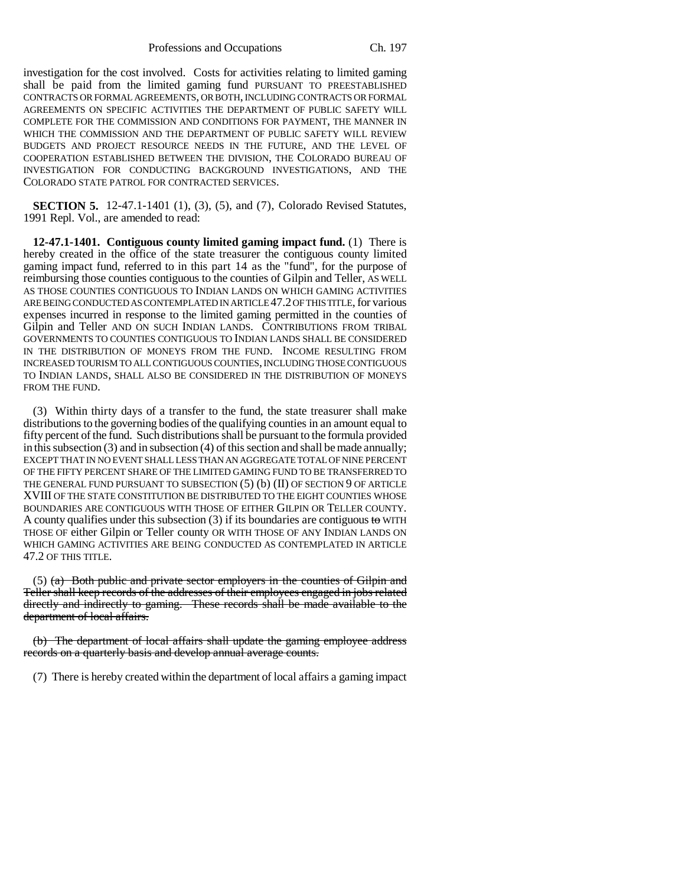investigation for the cost involved. Costs for activities relating to limited gaming shall be paid from the limited gaming fund PURSUANT TO PREESTABLISHED CONTRACTS OR FORMAL AGREEMENTS, OR BOTH, INCLUDING CONTRACTS OR FORMAL AGREEMENTS ON SPECIFIC ACTIVITIES THE DEPARTMENT OF PUBLIC SAFETY WILL COMPLETE FOR THE COMMISSION AND CONDITIONS FOR PAYMENT, THE MANNER IN WHICH THE COMMISSION AND THE DEPARTMENT OF PUBLIC SAFETY WILL REVIEW BUDGETS AND PROJECT RESOURCE NEEDS IN THE FUTURE, AND THE LEVEL OF COOPERATION ESTABLISHED BETWEEN THE DIVISION, THE COLORADO BUREAU OF INVESTIGATION FOR CONDUCTING BACKGROUND INVESTIGATIONS, AND THE COLORADO STATE PATROL FOR CONTRACTED SERVICES.

**SECTION 5.** 12-47.1-1401 (1), (3), (5), and (7), Colorado Revised Statutes, 1991 Repl. Vol., are amended to read:

**12-47.1-1401. Contiguous county limited gaming impact fund.** (1) There is hereby created in the office of the state treasurer the contiguous county limited gaming impact fund, referred to in this part 14 as the "fund", for the purpose of reimbursing those counties contiguous to the counties of Gilpin and Teller, AS WELL AS THOSE COUNTIES CONTIGUOUS TO INDIAN LANDS ON WHICH GAMING ACTIVITIES ARE BEING CONDUCTED AS CONTEMPLATED IN ARTICLE 47.2 OF THIS TITLE, for various expenses incurred in response to the limited gaming permitted in the counties of Gilpin and Teller AND ON SUCH INDIAN LANDS. CONTRIBUTIONS FROM TRIBAL GOVERNMENTS TO COUNTIES CONTIGUOUS TO INDIAN LANDS SHALL BE CONSIDERED IN THE DISTRIBUTION OF MONEYS FROM THE FUND. INCOME RESULTING FROM INCREASED TOURISM TO ALL CONTIGUOUS COUNTIES, INCLUDING THOSE CONTIGUOUS TO INDIAN LANDS, SHALL ALSO BE CONSIDERED IN THE DISTRIBUTION OF MONEYS FROM THE FUND.

(3) Within thirty days of a transfer to the fund, the state treasurer shall make distributions to the governing bodies of the qualifying counties in an amount equal to fifty percent of the fund. Such distributions shall be pursuant to the formula provided in this subsection (3) and in subsection (4) of this section and shall be made annually; EXCEPT THAT IN NO EVENT SHALL LESS THAN AN AGGREGATE TOTAL OF NINE PERCENT OF THE FIFTY PERCENT SHARE OF THE LIMITED GAMING FUND TO BE TRANSFERRED TO THE GENERAL FUND PURSUANT TO SUBSECTION (5) (b) (II) OF SECTION 9 OF ARTICLE XVIII OF THE STATE CONSTITUTION BE DISTRIBUTED TO THE EIGHT COUNTIES WHOSE BOUNDARIES ARE CONTIGUOUS WITH THOSE OF EITHER GILPIN OR TELLER COUNTY. A county qualifies under this subsection (3) if its boundaries are contiguous ~~to~~ WITH THOSE OF either Gilpin or Teller county OR WITH THOSE OF ANY INDIAN LANDS ON WHICH GAMING ACTIVITIES ARE BEING CONDUCTED AS CONTEMPLATED IN ARTICLE 47.2 OF THIS TITLE.

(5) ~~(a) Both public and private sector employers in the counties of Gilpin and Teller shall keep records of the addresses of their employees engaged in jobs related directly and indirectly to gaming. These records shall be made available to the department of local affairs.~~

~~(b) The department of local affairs shall update the gaming employee address records on a quarterly basis and develop annual average counts.~~

(7) There is hereby created within the department of local affairs a gaming impact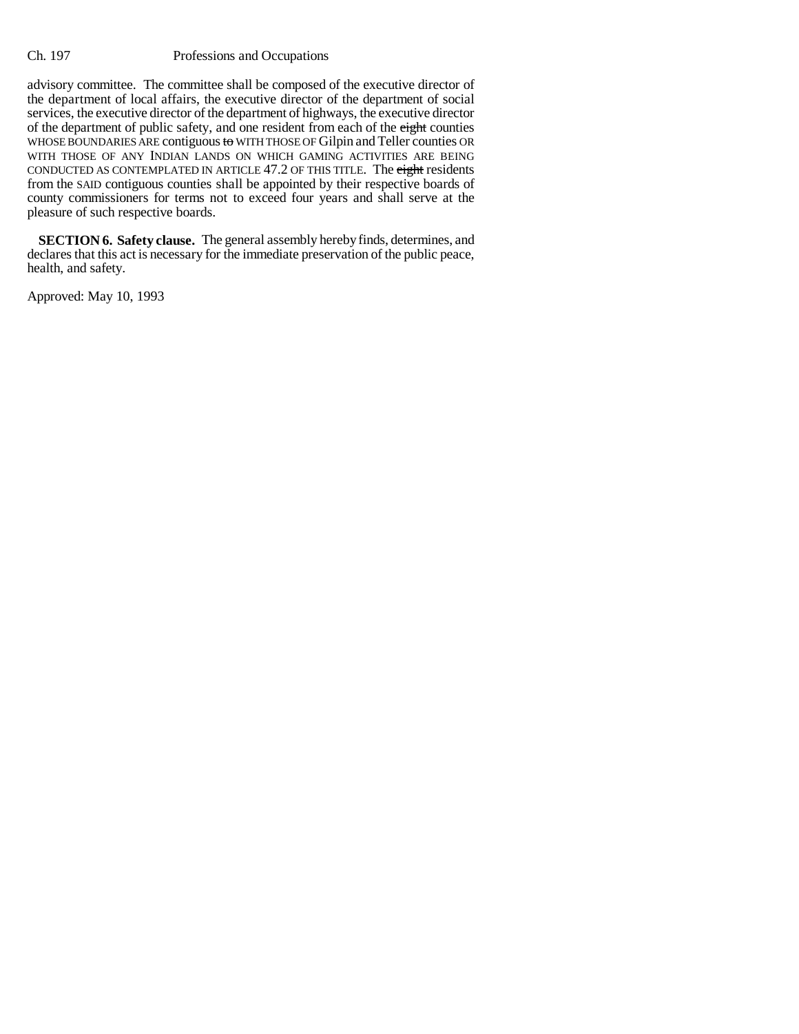advisory committee. The committee shall be composed of the executive director of the department of local affairs, the executive director of the department of social services, the executive director of the department of highways, the executive director of the department of public safety, and one resident from each of the ~~eight~~ counties WHOSE BOUNDARIES ARE contiguous ~~to~~ WITH THOSE OF Gilpin and Teller counties OR WITH THOSE OF ANY INDIAN LANDS ON WHICH GAMING ACTIVITIES ARE BEING CONDUCTED AS CONTEMPLATED IN ARTICLE 47.2 OF THIS TITLE. The ~~eight~~ residents from the SAID contiguous counties shall be appointed by their respective boards of county commissioners for terms not to exceed four years and shall serve at the pleasure of such respective boards.

**SECTION 6. Safety clause.** The general assembly hereby finds, determines, and declares that this act is necessary for the immediate preservation of the public peace, health, and safety.

Approved: May 10, 1993